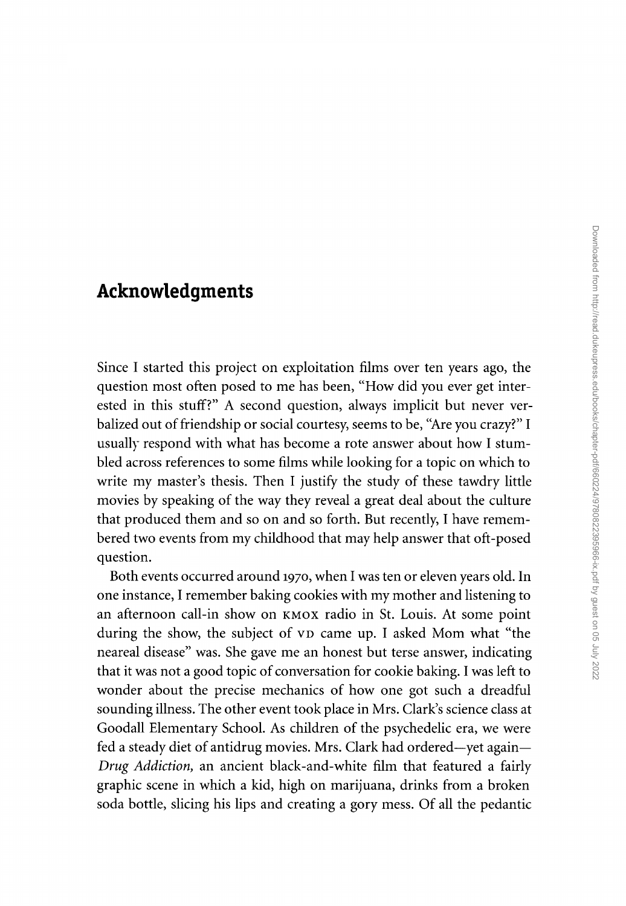# Acknowledgments

Since I started this project on exploitation films over ten years ago, the question most often posed to me has been, "How did you ever get interested in this stuff?" A second question, always implicit but never verbalized out of friendship or social courtesy, seems to be, "Are you crazy?" I usually respond with what has become a rote answer about how I stumbled across references to some films while looking for a topic on which to write my master's thesis. Then I justify the study of these tawdry little movies by speaking of the way they reveal a great deal about the culture that produced them and so on and so forth. But recently, I have remembered two events from my childhood that may help answer that oft-posed question.

Both events occurred around 1970, when I was ten or eleven years old. In one instance, I remember baking cookies with my mother and listening to an afternoon call-in show on KMOX radio in St. Louis. At some point during the show, the subject of VD came up. I asked Mom what "the neareal disease" was. She gave me an honest but terse answer, indicating that it was not a good topic of conversation for cookie baking. I was left to wonder about the precise mechanics of how one got such a dreadful sounding illness. The other event took place in Mrs. Clark's science class at Goodall Elementary School. As children of the psychedelic era, we were fed a steady diet of antidrug movies. Mrs. Clark had ordered—yet again—*Drug Addiction,* an ancient black-and-white film that featured a fairly graphic scene in which a kid, high on marijuana, drinks from a broken soda bottle, slicing his lips and creating a gory mess. Of all the pedantic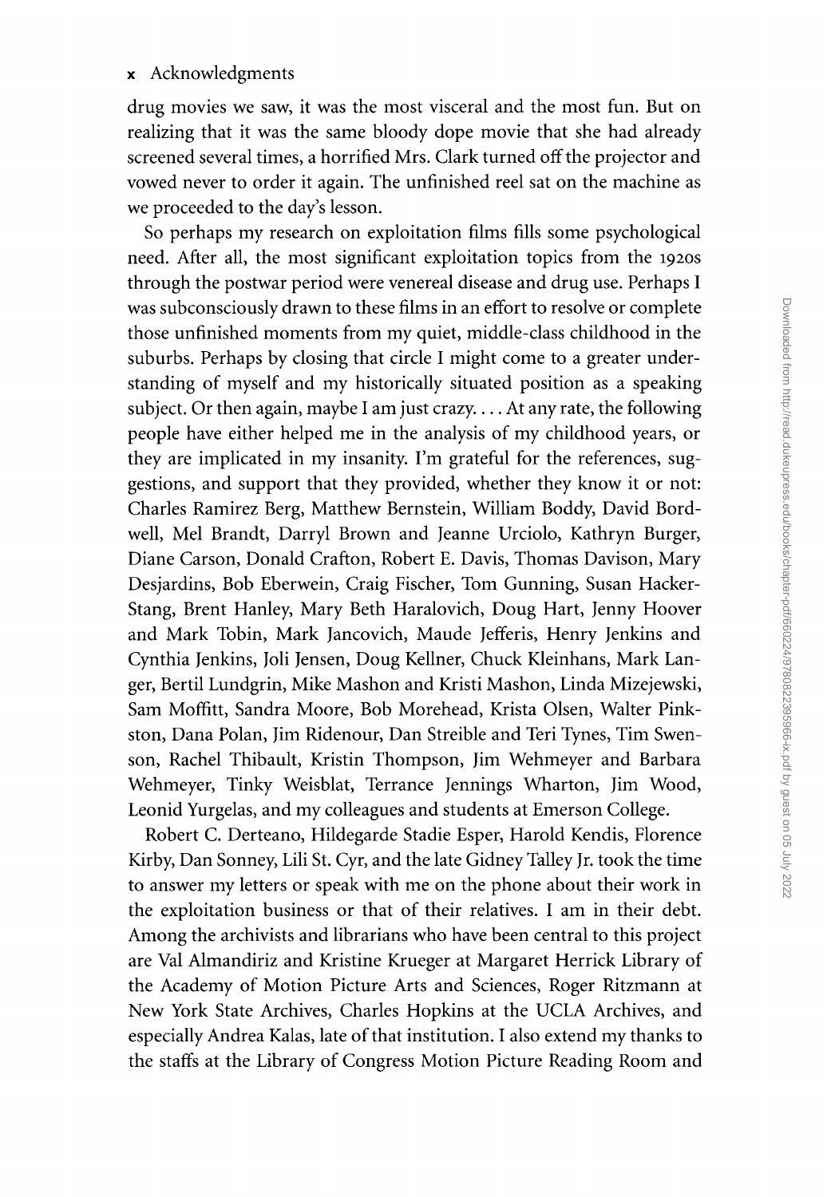drug movies we saw, it was the most visceral and the most fun. But on realizing that it was the same bloody dope movie that she had already screened several times, a horrified Mrs. Clark turned off the projector and vowed never to order it again. The unfinished reel sat on the machine as we proceeded to the day's lesson.

So perhaps my research on exploitation films fills some psychological need. After all, the most significant exploitation topics from the 1920s through the postwar period were venereal disease and drug use. Perhaps I was subconsciously drawn to these films in an effort to resolve or complete those unfinished moments from my quiet, middle-class childhood in the suburbs. Perhaps by closing that circle I might come to a greater understanding of myself and my historically situated position as a speaking subject. Or then again, maybe I am just crazy. . . . At any rate, the following people have either helped me in the analysis of my childhood years, or they are implicated in my insanity. I'm grateful for the references, suggestions, and support that they provided, whether they know it or not: Charles Ramirez Berg, Matthew Bernstein, William Boddy, David Bordwell, Mel Brandt, Darryl Brown and Jeanne Urciolo, Kathryn Burger, Diane Carson, Donald Crafton, Robert E. Davis, Thomas Davison, Mary Desjardins, Bob Eberwein, Craig Fischer, Tom Gunning, Susan Hacker-Stang, Brent Hanley, Mary Beth Haralovich, Doug Hart, Jenny Hoover and Mark Tobin, Mark Jancovich, Maude Jefferis, Henry Jenkins and Cynthia Jenkins, Joli Jensen, Doug Kellner, Chuck Kleinhans, Mark Langer, Bertil Lundgrin, Mike Mashon and Kristi Mashon, Linda Mizejewski, Sam Moffitt, Sandra Moore, Bob Morehead, Krista Olsen, Walter Pinkston, Dana Polan, Jim Ridenour, Dan Streible and Teri Tynes, Tim Swenson, Rachel Thibault, Kristin Thompson, Jim Wehmeyer and Barbara Wehmeyer, Tinky Weisblat, Terrance Jennings Wharton, Jim Wood, Leonid Yurgelas, and my colleagues and students at Emerson College.

Robert C. Derteano, Hildegarde Stadie Esper, Harold Kendis, Florence Kirby, Dan Sonney, Lili St. Cyr, and the late Gidney Talley Jr. took the time to answer my letters or speak with me on the phone about their work in the exploitation business or that of their relatives. I am in their debt. Among the archivists and librarians who have been central to this project are Val Almandiriz and Kristine Krueger at Margaret Herrick Library of the Academy of Motion Picture Arts and Sciences, Roger Ritzmann at New York State Archives, Charles Hopkins at the UCLA Archives, and especially Andrea Kalas, late of that institution. I also extend my thanks to the staffs at the Library of Congress Motion Picture Reading Room and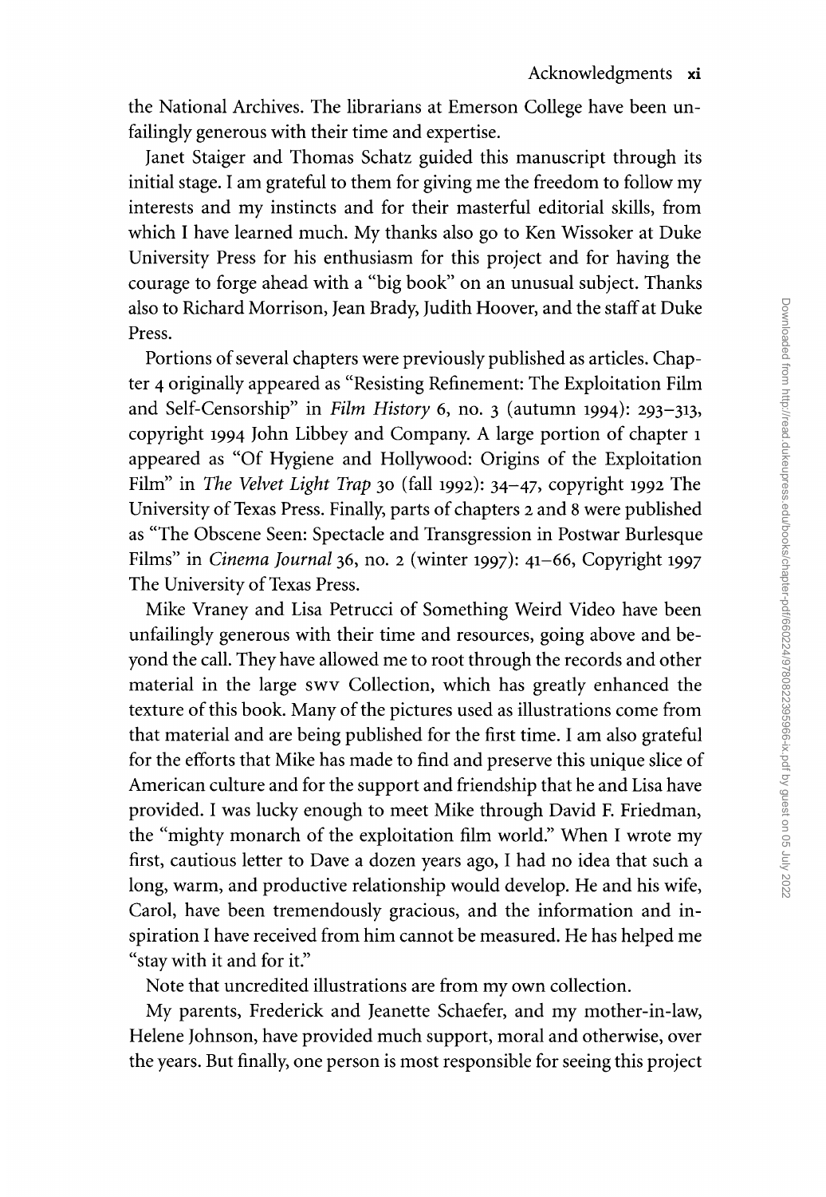the National Archives. The librarians at Emerson College have been unfailingly generous with their time and expertise.

Janet Staiger and Thomas Schatz guided this manuscript through its initial stage. I am grateful to them for giving me the freedom to follow my interests and my instincts and for their masterful editorial skills, from which I have learned much. My thanks also go to Ken Wissoker at Duke University Press for his enthusiasm for this project and for having the courage to forge ahead with a "big book" on an unusual subject. Thanks also to Richard Morrison, Jean Brady, Judith Hoover, and the staff at Duke Press.

Portions of several chapters were previously published as articles. Chapter 4 originally appeared as "Resisting Refinement: The Exploitation Film and Self-Censorship" in *Film History* 6, no. 3 (autumn 1994): 293–313, copyright 1994 John Libbey and Company. A large portion of chapter 1 appeared as "Of Hygiene and Hollywood: Origins of the Exploitation Film" in *The Velvet Light Trap* 30 (fall 1992): 34–47, copyright 1992 The University of Texas Press. Finally, parts of chapters 2 and 8 were published as "The Obscene Seen: Spectacle and Transgression in Postwar Burlesque Films" in *Cinema Journal* 36, no. 2 (winter 1997): 41–66, Copyright 1997 The University of Texas Press.

Mike Vraney and Lisa Petrucci of Something Weird Video have been unfailingly generous with their time and resources, going above and beyond the call. They have allowed me to root through the records and other material in the large SWV Collection, which has greatly enhanced the texture of this book. Many of the pictures used as illustrations come from that material and are being published for the first time. I am also grateful for the efforts that Mike has made to find and preserve this unique slice of American culture and for the support and friendship that he and Lisa have provided. I was lucky enough to meet Mike through David F. Friedman, the "mighty monarch of the exploitation film world." When I wrote my first, cautious letter to Dave a dozen years ago, I had no idea that such a long, warm, and productive relationship would develop. He and his wife, Carol, have been tremendously gracious, and the information and inspiration I have received from him cannot be measured. He has helped me "stay with it and for it."

Note that uncredited illustrations are from my own collection.

My parents, Frederick and Jeanette Schaefer, and my mother-in-law, Helene Johnson, have provided much support, moral and otherwise, over the years. But finally, one person is most responsible for seeing this project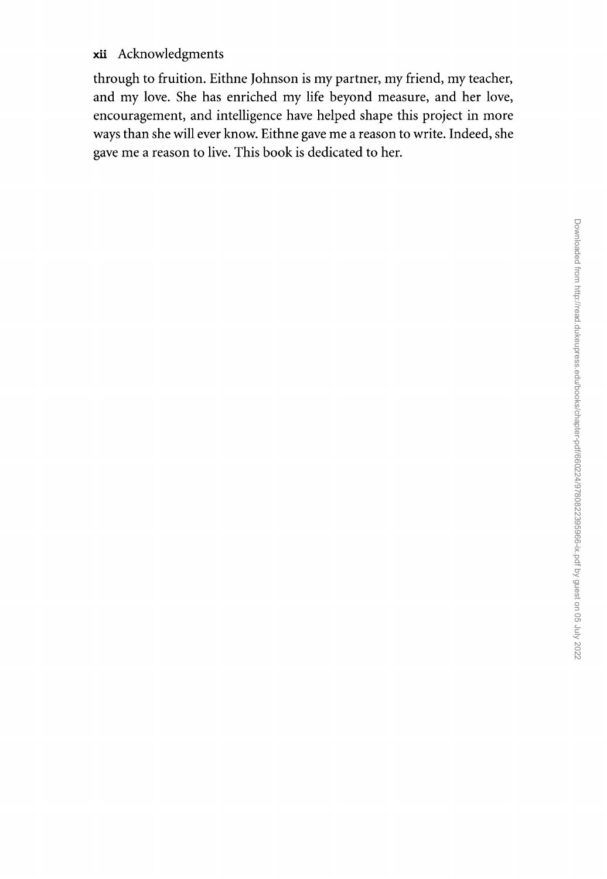through to fruition. Eithne Johnson is my partner, my friend, my teacher, and my love. She has enriched my life beyond measure, and her love, encouragement, and intelligence have helped shape this project in more ways than she will ever know. Eithne gave me a reason to write. Indeed, she gave me a reason to live. This book is dedicated to her.